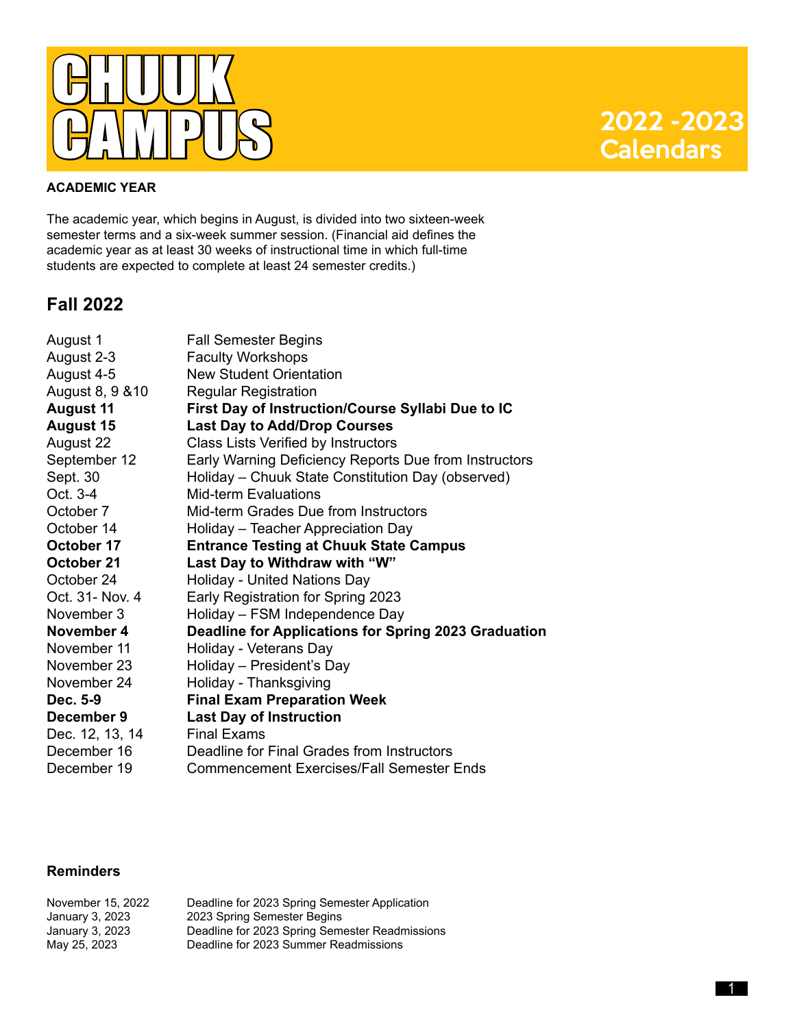# CHUUK CAMPUS

# 2022 -2023 Calendars

**ACADEMIC YEAR**

The academic year, which begins in August, is divided into two sixteen-week semester terms and a six-week summer session. (Financial aid defines the academic year as at least 30 weeks of instructional time in which full-time students are expected to complete at least 24 semester credits.)

## Fall 2022

| | |
|---|---|
| August 1 | Fall Semester Begins |
| August 2-3 | Faculty Workshops |
| August 4-5 | New Student Orientation |
| August 8, 9 &10 | Regular Registration |
| **August 11** | **First Day of Instruction/Course Syllabi Due to IC** |
| **August 15** | **Last Day to Add/Drop Courses** |
| August 22 | Class Lists Verified by Instructors |
| September 12 | Early Warning Deficiency Reports Due from Instructors |
| Sept. 30 | Holiday – Chuuk State Constitution Day (observed) |
| Oct. 3-4 | Mid-term Evaluations |
| October 7 | Mid-term Grades Due from Instructors |
| October 14 | Holiday – Teacher Appreciation Day |
| **October 17** | **Entrance Testing at Chuuk State Campus** |
| **October 21** | **Last Day to Withdraw with "W"** |
| October 24 | Holiday - United Nations Day |
| Oct. 31- Nov. 4 | Early Registration for Spring 2023 |
| November 3 | Holiday – FSM Independence Day |
| **November 4** | **Deadline for Applications for Spring 2023 Graduation** |
| November 11 | Holiday - Veterans Day |
| November 23 | Holiday – President's Day |
| November 24 | Holiday - Thanksgiving |
| **Dec. 5-9** | **Final Exam Preparation Week** |
| **December 9** | **Last Day of Instruction** |
| Dec. 12, 13, 14 | Final Exams |
| December 16 | Deadline for Final Grades from Instructors |
| December 19 | Commencement Exercises/Fall Semester Ends |

**Reminders**

| | |
|---|---|
| November 15, 2022 | Deadline for 2023 Spring Semester Application |
| January 3, 2023 | 2023 Spring Semester Begins |
| January 3, 2023 | Deadline for 2023 Spring Semester Readmissions |
| May 25, 2023 | Deadline for 2023 Summer Readmissions |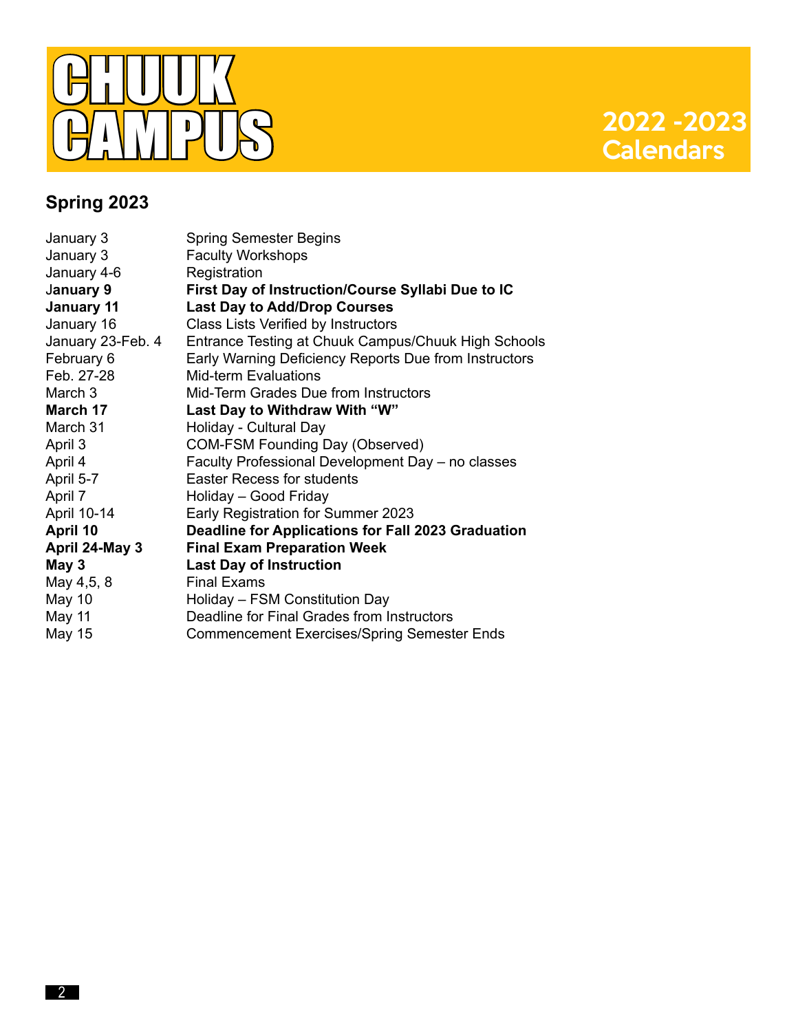# CHUUK CAMPUS

## 2022 -2023 Calendars

## Spring 2023

| | |
|---|---|
| January 3 | Spring Semester Begins |
| January 3 | Faculty Workshops |
| January 4-6 | Registration |
| **January 9** | **First Day of Instruction/Course Syllabi Due to IC** |
| **January 11** | **Last Day to Add/Drop Courses** |
| January 16 | Class Lists Verified by Instructors |
| January 23-Feb. 4 | Entrance Testing at Chuuk Campus/Chuuk High Schools |
| February 6 | Early Warning Deficiency Reports Due from Instructors |
| Feb. 27-28 | Mid-term Evaluations |
| March 3 | Mid-Term Grades Due from Instructors |
| **March 17** | **Last Day to Withdraw With "W"** |
| March 31 | Holiday - Cultural Day |
| April 3 | COM-FSM Founding Day (Observed) |
| April 4 | Faculty Professional Development Day – no classes |
| April 5-7 | Easter Recess for students |
| April 7 | Holiday – Good Friday |
| April 10-14 | Early Registration for Summer 2023 |
| **April 10** | **Deadline for Applications for Fall 2023 Graduation** |
| **April 24-May 3** | **Final Exam Preparation Week** |
| **May 3** | **Last Day of Instruction** |
| May 4,5, 8 | Final Exams |
| May 10 | Holiday – FSM Constitution Day |
| May 11 | Deadline for Final Grades from Instructors |
| May 15 | Commencement Exercises/Spring Semester Ends |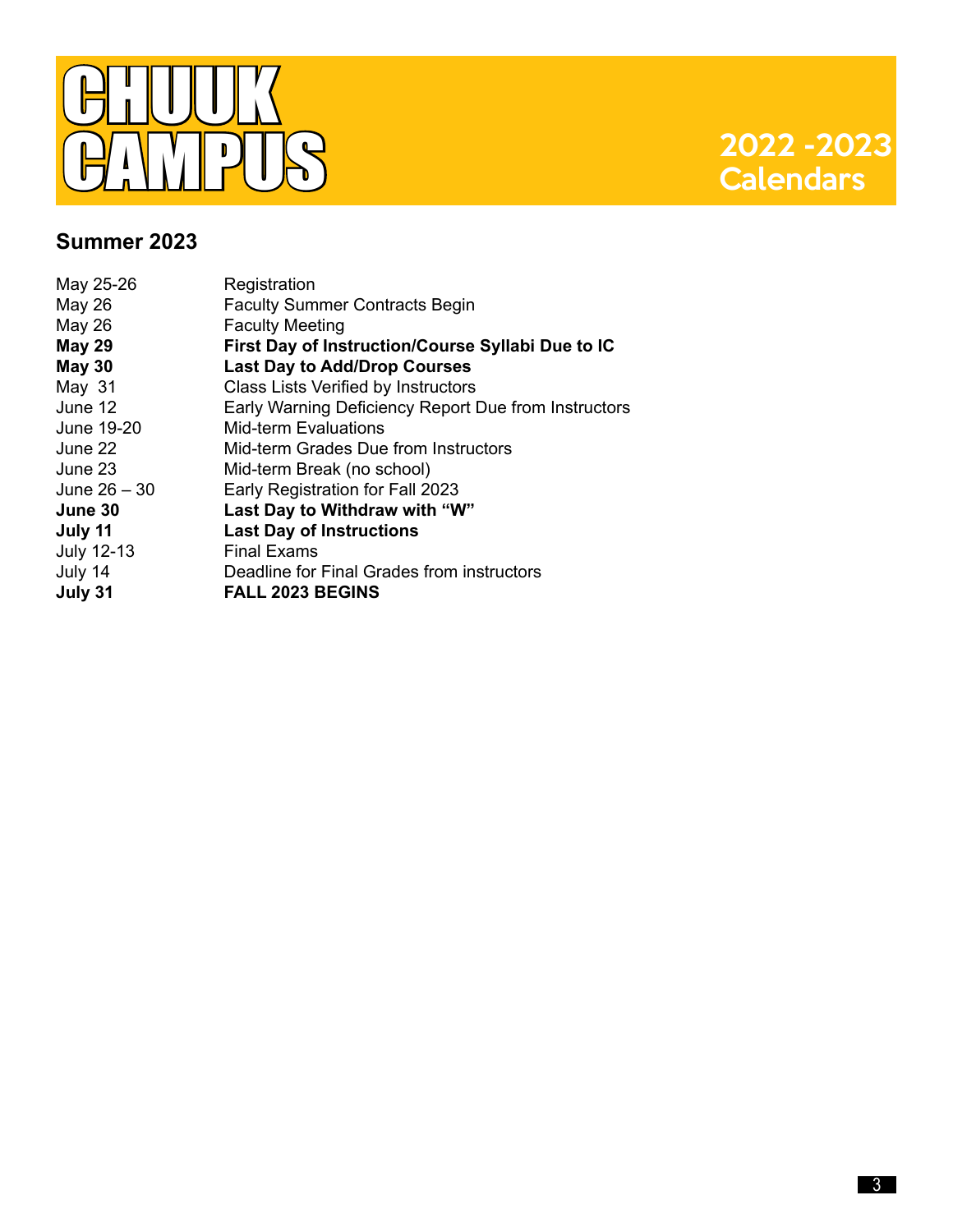# CHUUK CAMPUS

## 2022 -2023 Calendars

### Summer 2023

| | |
|---|---|
| May 25-26 | Registration |
| May 26 | Faculty Summer Contracts Begin |
| May 26 | Faculty Meeting |
| **May 29** | **First Day of Instruction/Course Syllabi Due to IC** |
| **May 30** | **Last Day to Add/Drop Courses** |
| May 31 | Class Lists Verified by Instructors |
| June 12 | Early Warning Deficiency Report Due from Instructors |
| June 19-20 | Mid-term Evaluations |
| June 22 | Mid-term Grades Due from Instructors |
| June 23 | Mid-term Break (no school) |
| June 26 – 30 | Early Registration for Fall 2023 |
| **June 30** | **Last Day to Withdraw with "W"** |
| **July 11** | **Last Day of Instructions** |
| July 12-13 | Final Exams |
| July 14 | Deadline for Final Grades from instructors |
| **July 31** | **FALL 2023 BEGINS** |